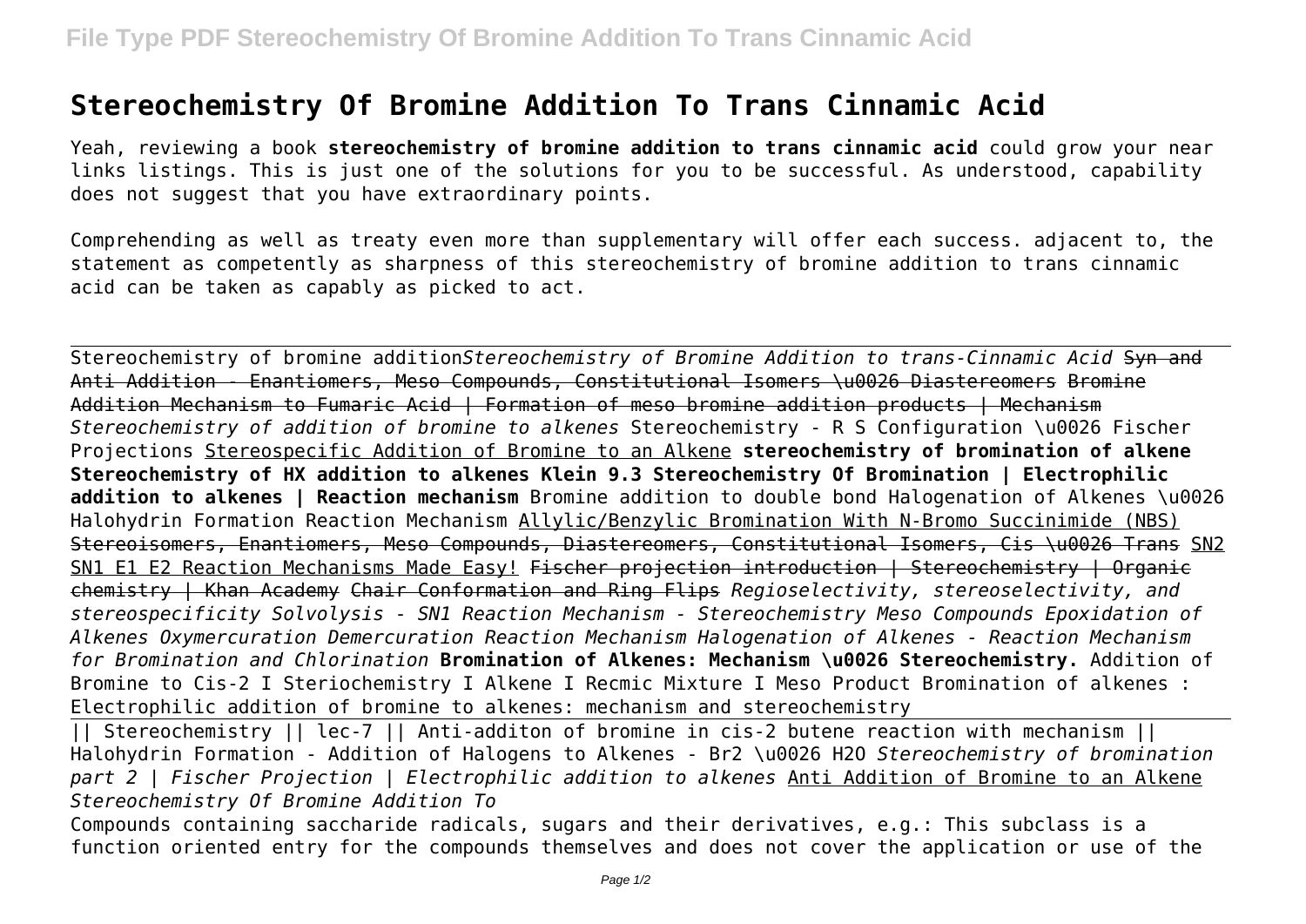# Stereochemistry Of Bromine Addition To Trans Cinnamic Acid

Yeah, reviewing a book **stereochemistry of bromine addition to trans cinnamic acid** could grow your near links listings. This is just one of the solutions for you to be successful. As understood, capability does not suggest that you have extraordinary points.

Comprehending as well as treaty even more than supplementary will offer each success. adjacent to, the statement as competently as sharpness of this stereochemistry of bromine addition to trans cinnamic acid can be taken as capably as picked to act.

Stereochemistry of bromine addition *Stereochemistry of Bromine Addition to trans-Cinnamic Acid* ~~Syn and Anti Addition - Enantiomers, Meso Compounds, Constitutional Isomers \u0026 Diastereomers~~ ~~Bromine Addition Mechanism to Fumaric Acid | Formation of meso bromine addition products | Mechanism~~ *Stereochemistry of addition of bromine to alkenes* Stereochemistry - R S Configuration \u0026 Fischer Projections Stereospecific Addition of Bromine to an Alkene **stereochemistry of bromination of alkene Stereochemistry of HX addition to alkenes Klein 9.3 Stereochemistry Of Bromination | Electrophilic addition to alkenes | Reaction mechanism** Bromine addition to double bond Halogenation of Alkenes \u0026 Halohydrin Formation Reaction Mechanism Allylic/Benzylic Bromination With N-Bromo Succinimide (NBS) ~~Stereoisomers, Enantiomers, Meso Compounds, Diastereomers, Constitutional Isomers, Cis \u0026 Trans~~ SN2 SN1 E1 E2 Reaction Mechanisms Made Easy! ~~Fischer projection introduction | Stereochemistry | Organic chemistry | Khan Academy~~ ~~Chair Conformation and Ring Flips~~ *Regioselectivity, stereoselectivity, and stereospecificity Solvolysis - SN1 Reaction Mechanism - Stereochemistry Meso Compounds Epoxidation of Alkenes Oxymercuration Demercuration Reaction Mechanism Halogenation of Alkenes - Reaction Mechanism for Bromination and Chlorination* **Bromination of Alkenes: Mechanism \u0026 Stereochemistry.** Addition of Bromine to Cis-2 I Steriochemistry I Alkene I Recmic Mixture I Meso Product Bromination of alkenes : Electrophilic addition of bromine to alkenes: mechanism and stereochemistry

|| Stereochemistry || lec-7 || Anti-additon of bromine in cis-2 butene reaction with mechanism || Halohydrin Formation - Addition of Halogens to Alkenes - Br2 \u0026 H2O *Stereochemistry of bromination part 2 | Fischer Projection | Electrophilic addition to alkenes* Anti Addition of Bromine to an Alkene *Stereochemistry Of Bromine Addition To*

Compounds containing saccharide radicals, sugars and their derivatives, e.g.: This subclass is a function oriented entry for the compounds themselves and does not cover the application or use of the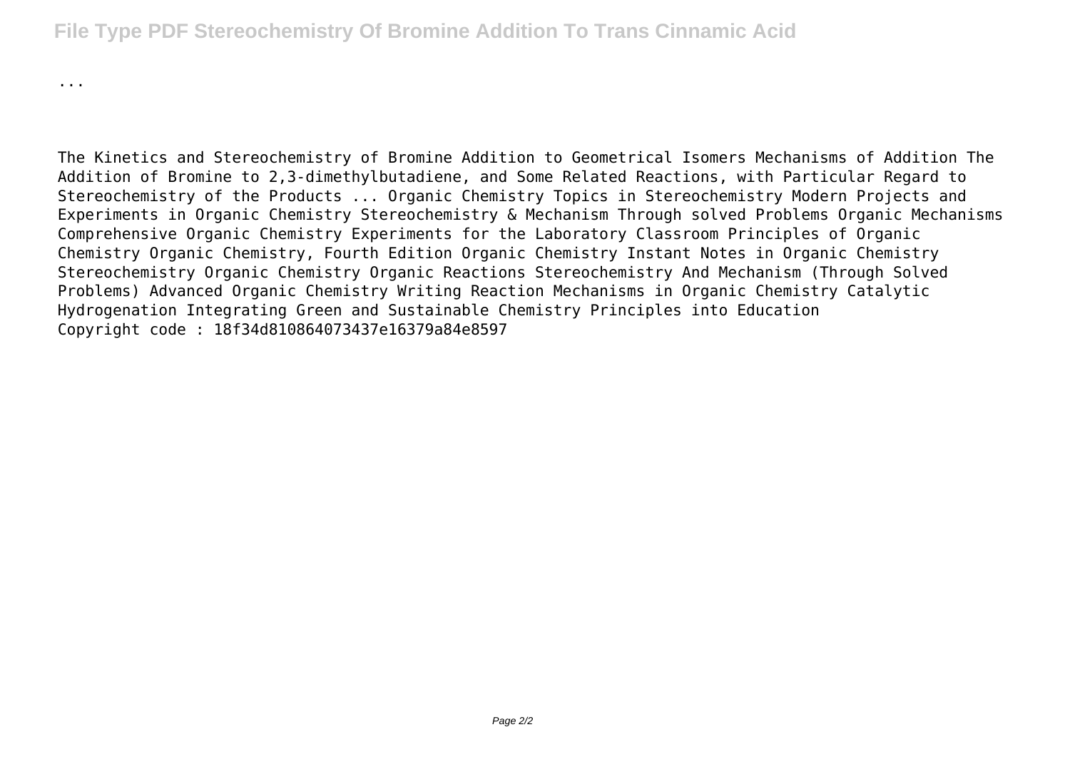...

The Kinetics and Stereochemistry of Bromine Addition to Geometrical Isomers Mechanisms of Addition The Addition of Bromine to 2,3-dimethylbutadiene, and Some Related Reactions, with Particular Regard to Stereochemistry of the Products ... Organic Chemistry Topics in Stereochemistry Modern Projects and Experiments in Organic Chemistry Stereochemistry & Mechanism Through solved Problems Organic Mechanisms Comprehensive Organic Chemistry Experiments for the Laboratory Classroom Principles of Organic Chemistry Organic Chemistry, Fourth Edition Organic Chemistry Instant Notes in Organic Chemistry Stereochemistry Organic Chemistry Organic Reactions Stereochemistry And Mechanism (Through Solved Problems) Advanced Organic Chemistry Writing Reaction Mechanisms in Organic Chemistry Catalytic Hydrogenation Integrating Green and Sustainable Chemistry Principles into Education
Copyright code : 18f34d810864073437e16379a84e8597